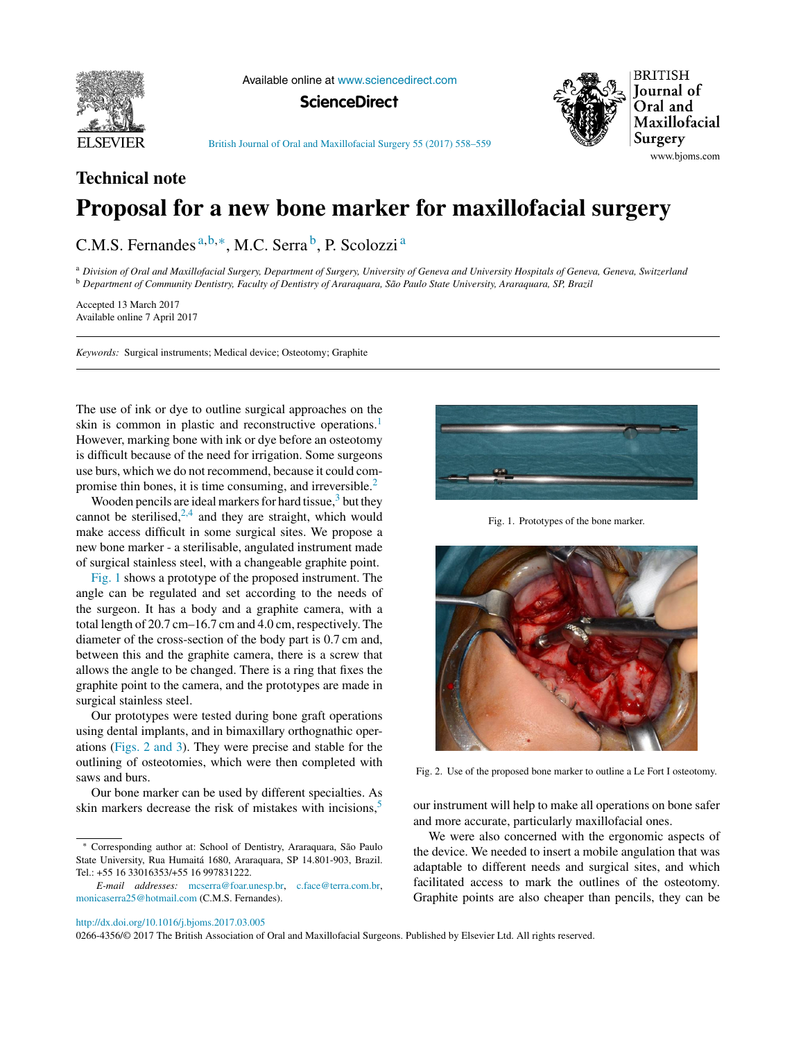Technical note

# Proposal for a new bone marker for maxillofacial surgery

C.M.S. Fernandes [a,b,*], M.C. Serra [b], P. Scolozzi [a]

[a] *Division of Oral and Maxillofacial Surgery, Department of Surgery, University of Geneva and University Hospitals of Geneva, Geneva, Switzerland*
[b] *Department of Community Dentistry, Faculty of Dentistry of Araraquara, São Paulo State University, Araraquara, SP, Brazil*

Accepted 13 March 2017
Available online 7 April 2017

*Keywords:* Surgical instruments; Medical device; Osteotomy; Graphite

---

The use of ink or dye to outline surgical approaches on the skin is common in plastic and reconstructive operations.[1] However, marking bone with ink or dye before an osteotomy is difficult because of the need for irrigation. Some surgeons use burs, which we do not recommend, because it could compromise thin bones, it is time consuming, and irreversible.[2]

Wooden pencils are ideal markers for hard tissue,[3] but they cannot be sterilised,[2,4] and they are straight, which would make access difficult in some surgical sites. We propose a new bone marker - a sterilisable, angulated instrument made of surgical stainless steel, with a changeable graphite point.

Fig. 1 shows a prototype of the proposed instrument. The angle can be regulated and set according to the needs of the surgeon. It has a body and a graphite camera, with a total length of 20.7 cm–16.7 cm and 4.0 cm, respectively. The diameter of the cross-section of the body part is 0.7 cm and, between this and the graphite camera, there is a screw that allows the angle to be changed. There is a ring that fixes the graphite point to the camera, and the prototypes are made in surgical stainless steel.

Our prototypes were tested during bone graft operations using dental implants, and in bimaxillary orthognathic operations (Figs. 2 and 3). They were precise and stable for the outlining of osteotomies, which were then completed with saws and burs.

Our bone marker can be used by different specialties. As skin markers decrease the risk of mistakes with incisions,[5] our instrument will help to make all operations on bone safer and more accurate, particularly maxillofacial ones.

Fig. 1. Prototypes of the bone marker.

Fig. 2. Use of the proposed bone marker to outline a Le Fort I osteotomy.

We were also concerned with the ergonomic aspects of the device. We needed to insert a mobile angulation that was adaptable to different needs and surgical sites, and which facilitated access to mark the outlines of the osteotomy. Graphite points are also cheaper than pencils, they can be

---

* Corresponding author at: School of Dentistry, Araraquara, São Paulo State University, Rua Humaitá 1680, Araraquara, SP 14.801-903, Brazil. Tel.: +55 16 33016353/+55 16 997831222.

*E-mail addresses:* mcserra@foar.unesp.br, c.face@terra.com.br, monicaserra25@hotmail.com (C.M.S. Fernandes).

http://dx.doi.org/10.1016/j.bjoms.2017.03.005
0266-4356/© 2017 The British Association of Oral and Maxillofacial Surgeons. Published by Elsevier Ltd. All rights reserved.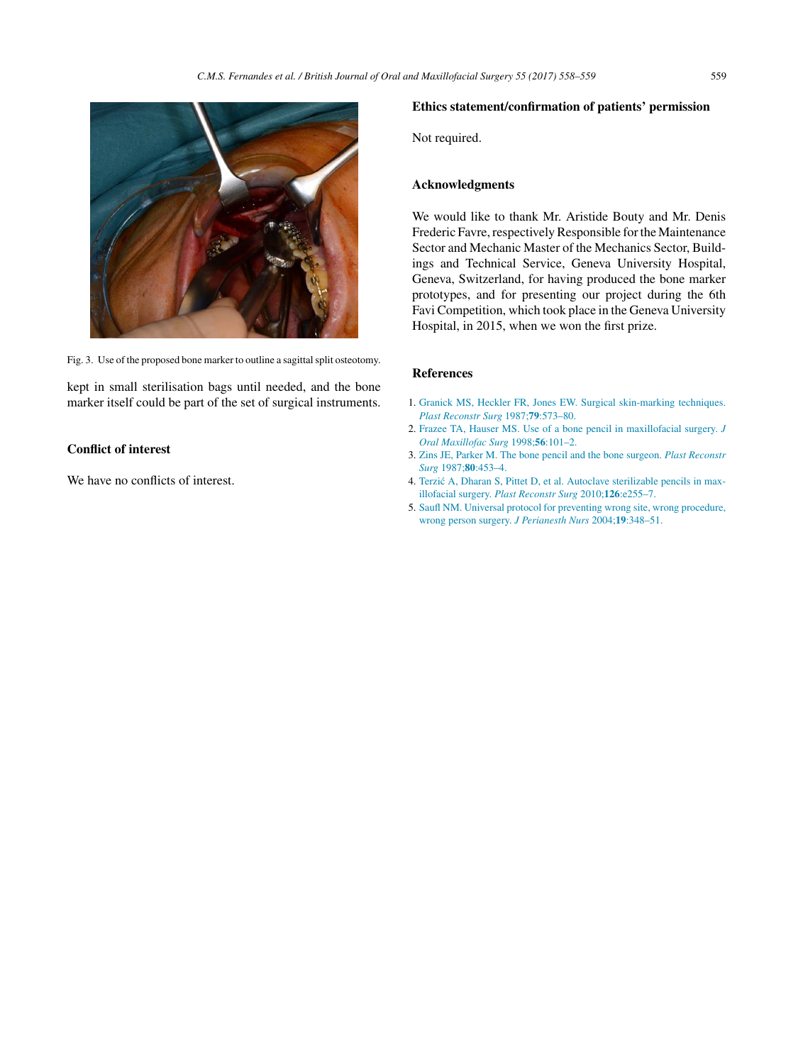Fig. 3. Use of the proposed bone marker to outline a sagittal split osteotomy.

kept in small sterilisation bags until needed, and the bone marker itself could be part of the set of surgical instruments.

## Conflict of interest

We have no conflicts of interest.

## Ethics statement/confirmation of patients' permission

Not required.

## Acknowledgments

We would like to thank Mr. Aristide Bouty and Mr. Denis Frederic Favre, respectively Responsible for the Maintenance Sector and Mechanic Master of the Mechanics Sector, Buildings and Technical Service, Geneva University Hospital, Geneva, Switzerland, for having produced the bone marker prototypes, and for presenting our project during the 6th Favi Competition, which took place in the Geneva University Hospital, in 2015, when we won the first prize.

## References

1. Granick MS, Heckler FR, Jones EW. Surgical skin-marking techniques. *Plast Reconstr Surg* 1987;**79**:573–80.
2. Frazee TA, Hauser MS. Use of a bone pencil in maxillofacial surgery. *J Oral Maxillofac Surg* 1998;**56**:101–2.
3. Zins JE, Parker M. The bone pencil and the bone surgeon. *Plast Reconstr Surg* 1987;**80**:453–4.
4. Terzić A, Dharan S, Pittet D, et al. Autoclave sterilizable pencils in maxillofacial surgery. *Plast Reconstr Surg* 2010;**126**:e255–7.
5. Saufl NM. Universal protocol for preventing wrong site, wrong procedure, wrong person surgery. *J Perianesth Nurs* 2004;**19**:348–51.